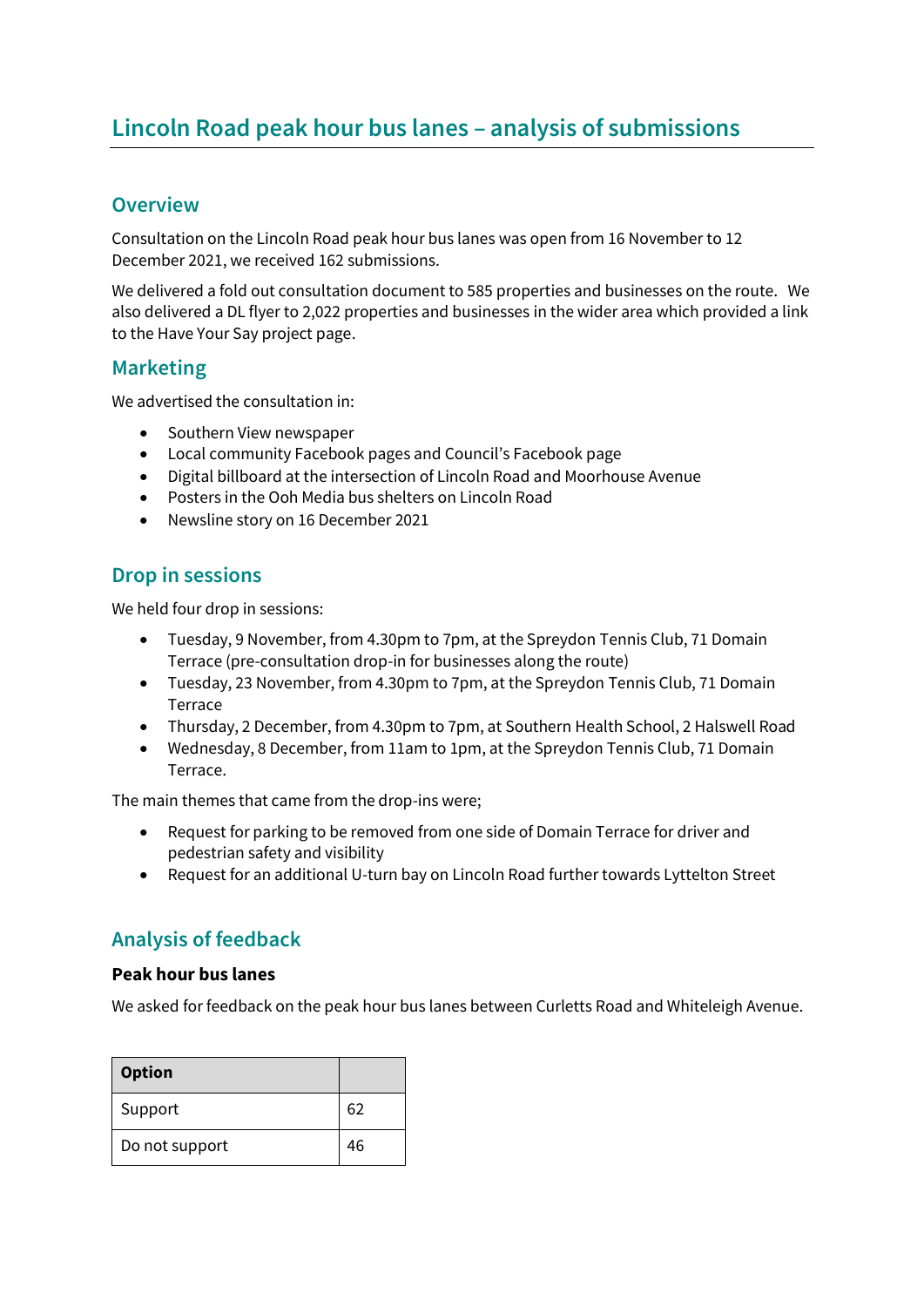# Lincoln Road peak hour bus lanes – analysis of submissions

## Overview

Consultation on the Lincoln Road peak hour bus lanes was open from 16 November to 12 December 2021, we received 162 submissions.

We delivered a fold out consultation document to 585 properties and businesses on the route. We also delivered a DL flyer to 2,022 properties and businesses in the wider area which provided a link to the Have Your Say project page.

## Marketing

We advertised the consultation in:

- Southern View newspaper
- Local community Facebook pages and Council's Facebook page
- Digital billboard at the intersection of Lincoln Road and Moorhouse Avenue
- Posters in the Ooh Media bus shelters on Lincoln Road
- Newsline story on 16 December 2021

## Drop in sessions

We held four drop in sessions:

- Tuesday, 9 November, from 4.30pm to 7pm, at the Spreydon Tennis Club, 71 Domain Terrace (pre-consultation drop-in for businesses along the route)
- Tuesday, 23 November, from 4.30pm to 7pm, at the Spreydon Tennis Club, 71 Domain Terrace
- Thursday, 2 December, from 4.30pm to 7pm, at Southern Health School, 2 Halswell Road
- Wednesday, 8 December, from 11am to 1pm, at the Spreydon Tennis Club, 71 Domain Terrace.

The main themes that came from the drop-ins were;

- Request for parking to be removed from one side of Domain Terrace for driver and pedestrian safety and visibility
- Request for an additional U-turn bay on Lincoln Road further towards Lyttelton Street

## Analysis of feedback

### Peak hour bus lanes

We asked for feedback on the peak hour bus lanes between Curletts Road and Whiteleigh Avenue.

| Option | |
|---|---|
| Support | 62 |
| Do not support | 46 |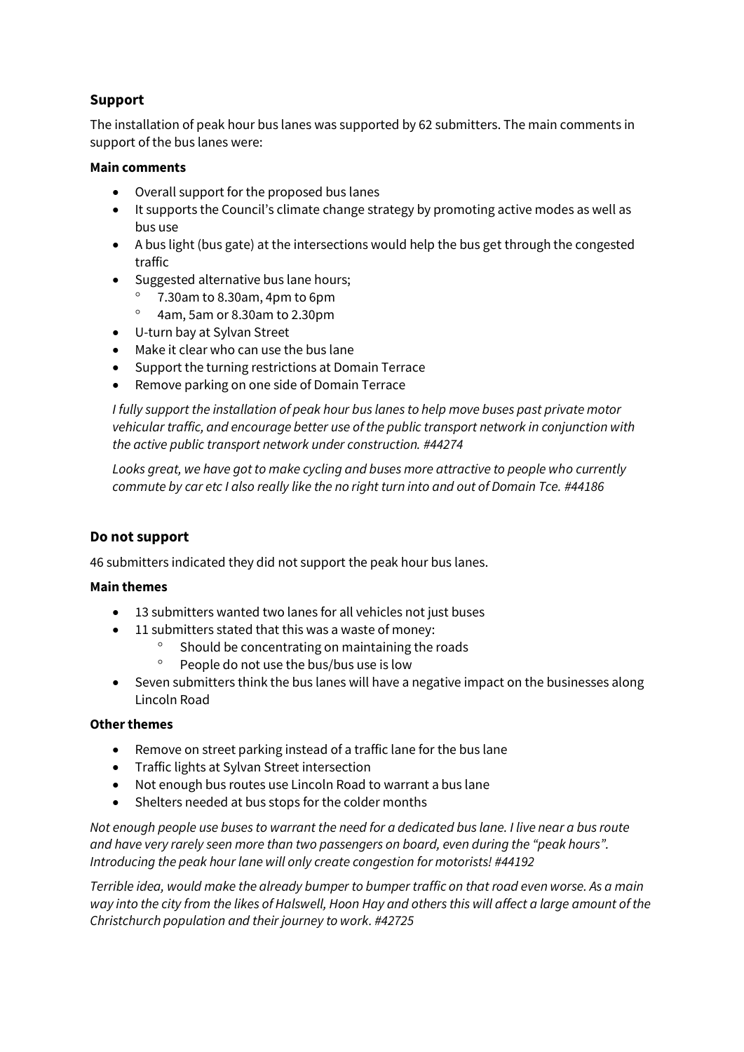## Support

The installation of peak hour bus lanes was supported by 62 submitters. The main comments in support of the bus lanes were:

**Main comments**

- Overall support for the proposed bus lanes
- It supports the Council's climate change strategy by promoting active modes as well as bus use
- A bus light (bus gate) at the intersections would help the bus get through the congested traffic
- Suggested alternative bus lane hours;
  - 7.30am to 8.30am, 4pm to 6pm
  - 4am, 5am or 8.30am to 2.30pm
- U-turn bay at Sylvan Street
- Make it clear who can use the bus lane
- Support the turning restrictions at Domain Terrace
- Remove parking on one side of Domain Terrace

*I fully support the installation of peak hour bus lanes to help move buses past private motor vehicular traffic, and encourage better use of the public transport network in conjunction with the active public transport network under construction. #44274*

*Looks great, we have got to make cycling and buses more attractive to people who currently commute by car etc I also really like the no right turn into and out of Domain Tce. #44186*

## Do not support

46 submitters indicated they did not support the peak hour bus lanes.

**Main themes**

- 13 submitters wanted two lanes for all vehicles not just buses
- 11 submitters stated that this was a waste of money:
  - Should be concentrating on maintaining the roads
  - People do not use the bus/bus use is low
- Seven submitters think the bus lanes will have a negative impact on the businesses along Lincoln Road

**Other themes**

- Remove on street parking instead of a traffic lane for the bus lane
- Traffic lights at Sylvan Street intersection
- Not enough bus routes use Lincoln Road to warrant a bus lane
- Shelters needed at bus stops for the colder months

*Not enough people use buses to warrant the need for a dedicated bus lane. I live near a bus route and have very rarely seen more than two passengers on board, even during the "peak hours". Introducing the peak hour lane will only create congestion for motorists! #44192*

*Terrible idea, would make the already bumper to bumper traffic on that road even worse. As a main way into the city from the likes of Halswell, Hoon Hay and others this will affect a large amount of the Christchurch population and their journey to work. #42725*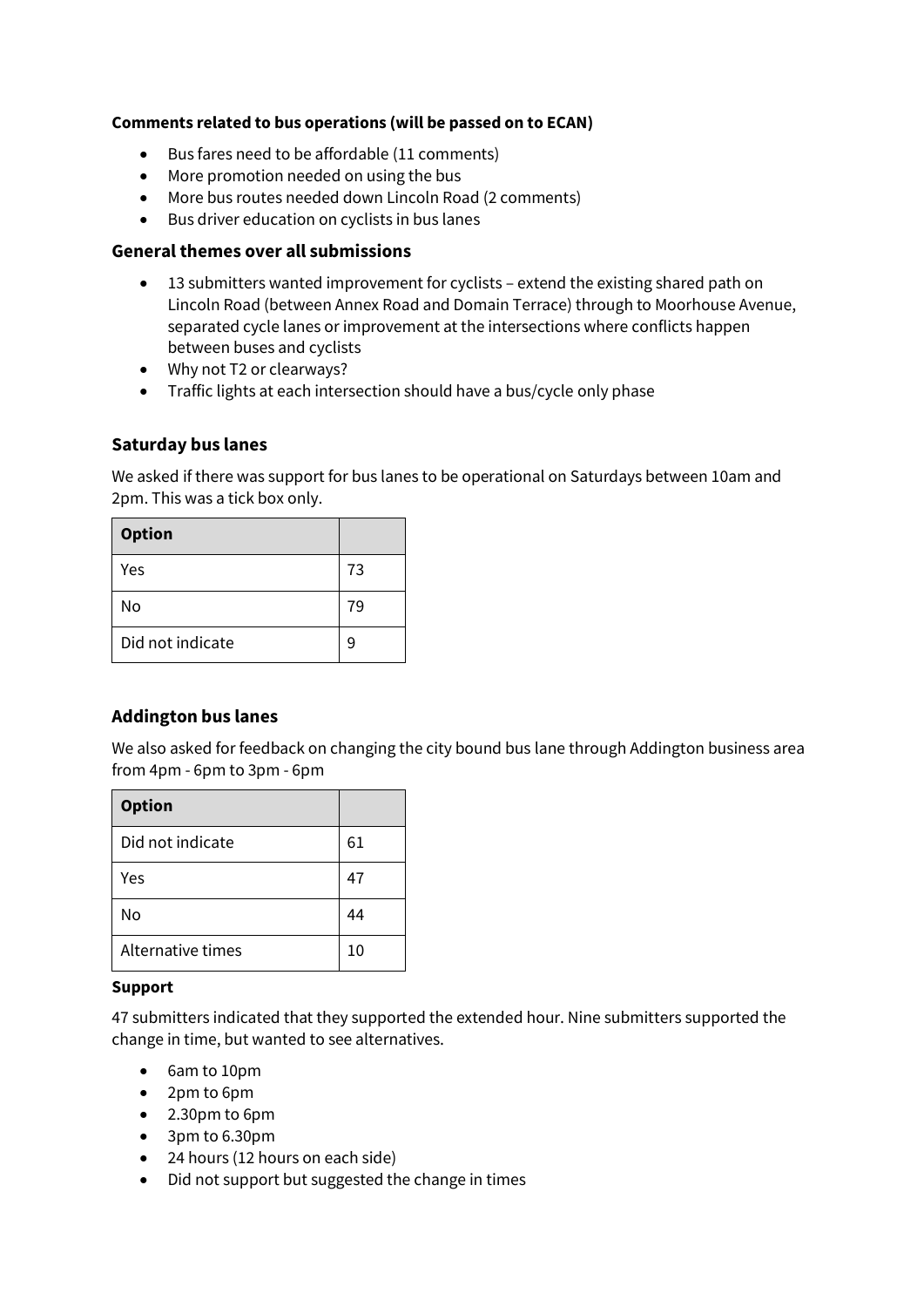**Comments related to bus operations (will be passed on to ECAN)**

- Bus fares need to be affordable (11 comments)
- More promotion needed on using the bus
- More bus routes needed down Lincoln Road (2 comments)
- Bus driver education on cyclists in bus lanes

### General themes over all submissions

- 13 submitters wanted improvement for cyclists – extend the existing shared path on Lincoln Road (between Annex Road and Domain Terrace) through to Moorhouse Avenue, separated cycle lanes or improvement at the intersections where conflicts happen between buses and cyclists
- Why not T2 or clearways?
- Traffic lights at each intersection should have a bus/cycle only phase

### Saturday bus lanes

We asked if there was support for bus lanes to be operational on Saturdays between 10am and 2pm. This was a tick box only.

| Option | |
|---|---|
| Yes | 73 |
| No | 79 |
| Did not indicate | 9 |

### Addington bus lanes

We also asked for feedback on changing the city bound bus lane through Addington business area from 4pm - 6pm to 3pm - 6pm

| Option | |
|---|---|
| Did not indicate | 61 |
| Yes | 47 |
| No | 44 |
| Alternative times | 10 |

**Support**

47 submitters indicated that they supported the extended hour. Nine submitters supported the change in time, but wanted to see alternatives.

- 6am to 10pm
- 2pm to 6pm
- 2.30pm to 6pm
- 3pm to 6.30pm
- 24 hours (12 hours on each side)
- Did not support but suggested the change in times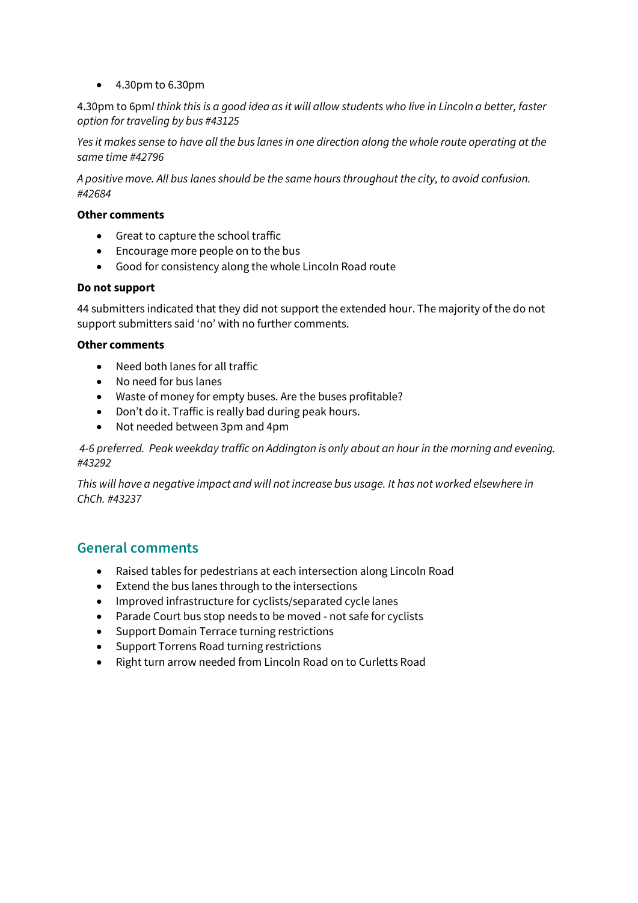- 4.30pm to 6.30pm

4.30pm to 6pm*I think this is a good idea as it will allow students who live in Lincoln a better, faster option for traveling by bus #43125*

*Yes it makes sense to have all the bus lanes in one direction along the whole route operating at the same time #42796*

*A positive move. All bus lanes should be the same hours throughout the city, to avoid confusion. #42684*

**Other comments**

- Great to capture the school traffic
- Encourage more people on to the bus
- Good for consistency along the whole Lincoln Road route

**Do not support**

44 submitters indicated that they did not support the extended hour. The majority of the do not support submitters said 'no' with no further comments.

**Other comments**

- Need both lanes for all traffic
- No need for bus lanes
- Waste of money for empty buses. Are the buses profitable?
- Don't do it. Traffic is really bad during peak hours.
- Not needed between 3pm and 4pm

*4-6 preferred. Peak weekday traffic on Addington is only about an hour in the morning and evening. #43292*

*This will have a negative impact and will not increase bus usage. It has not worked elsewhere in ChCh. #43237*

## General comments

- Raised tables for pedestrians at each intersection along Lincoln Road
- Extend the bus lanes through to the intersections
- Improved infrastructure for cyclists/separated cycle lanes
- Parade Court bus stop needs to be moved - not safe for cyclists
- Support Domain Terrace turning restrictions
- Support Torrens Road turning restrictions
- Right turn arrow needed from Lincoln Road on to Curletts Road